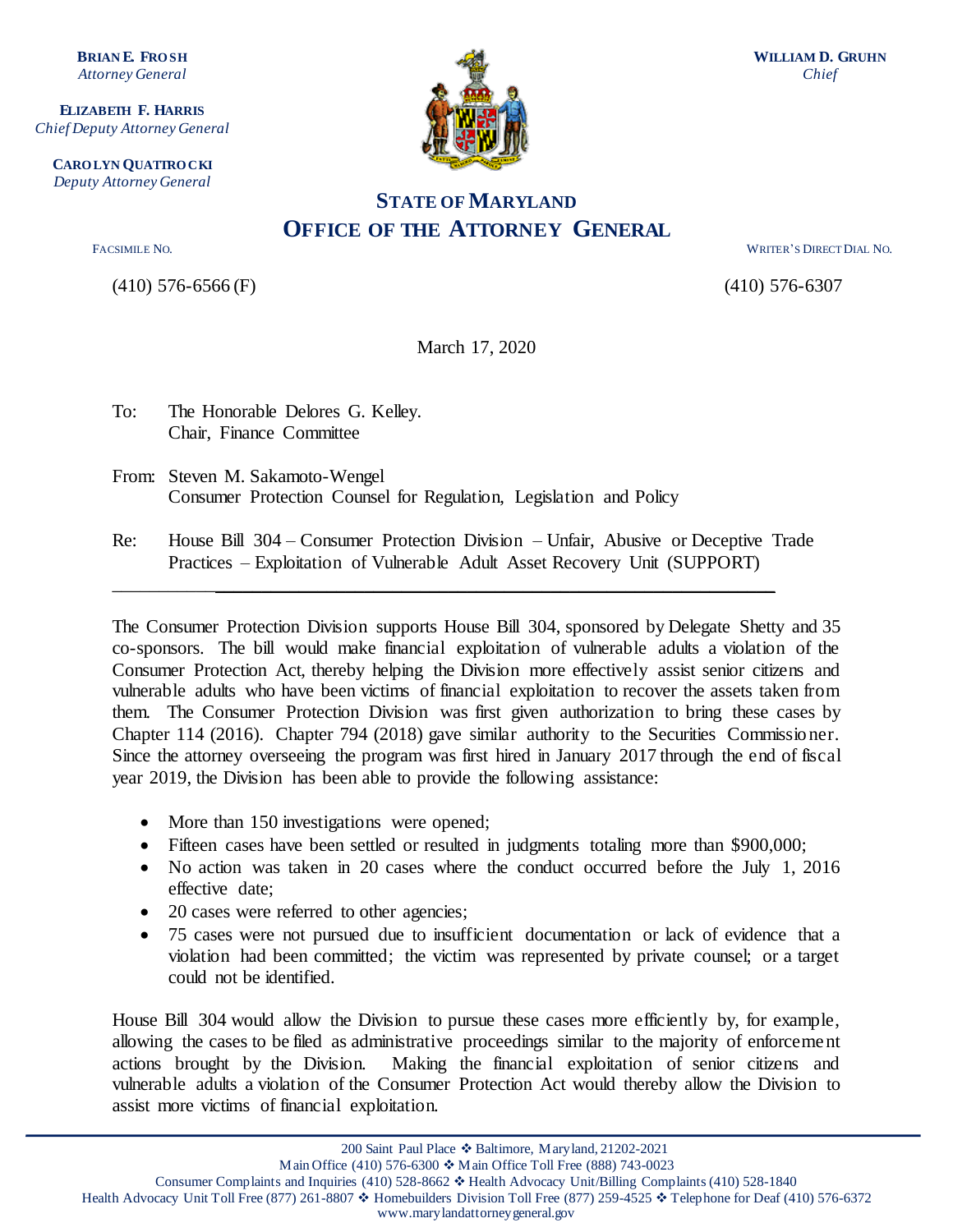**BRIAN E. FROSH**
*Attorney General*

**ELIZABETH F. HARRIS**
*Chief Deputy Attorney General*

**CAROLYN QUATTROCKI**
*Deputy Attorney General*

**WILLIAM D. GRUHN**
*Chief*

# STATE OF MARYLAND
## OFFICE OF THE ATTORNEY GENERAL

FACSIMILE NO. (410) 576-6566 (F)

WRITER'S DIRECT DIAL NO. (410) 576-6307

March 17, 2020

To: The Honorable Delores G. Kelley.
Chair, Finance Committee

From: Steven M. Sakamoto-Wengel
Consumer Protection Counsel for Regulation, Legislation and Policy

Re: House Bill 304 – Consumer Protection Division – Unfair, Abusive or Deceptive Trade Practices – Exploitation of Vulnerable Adult Asset Recovery Unit (SUPPORT)

---

The Consumer Protection Division supports House Bill 304, sponsored by Delegate Shetty and 35 co-sponsors. The bill would make financial exploitation of vulnerable adults a violation of the Consumer Protection Act, thereby helping the Division more effectively assist senior citizens and vulnerable adults who have been victims of financial exploitation to recover the assets taken from them. The Consumer Protection Division was first given authorization to bring these cases by Chapter 114 (2016). Chapter 794 (2018) gave similar authority to the Securities Commissioner. Since the attorney overseeing the program was first hired in January 2017 through the end of fiscal year 2019, the Division has been able to provide the following assistance:

- More than 150 investigations were opened;
- Fifteen cases have been settled or resulted in judgments totaling more than $900,000;
- No action was taken in 20 cases where the conduct occurred before the July 1, 2016 effective date;
- 20 cases were referred to other agencies;
- 75 cases were not pursued due to insufficient documentation or lack of evidence that a violation had been committed; the victim was represented by private counsel; or a target could not be identified.

House Bill 304 would allow the Division to pursue these cases more efficiently by, for example, allowing the cases to be filed as administrative proceedings similar to the majority of enforcement actions brought by the Division. Making the financial exploitation of senior citizens and vulnerable adults a violation of the Consumer Protection Act would thereby allow the Division to assist more victims of financial exploitation.

200 Saint Paul Place ❖ Baltimore, Maryland, 21202-2021
Main Office (410) 576-6300 ❖ Main Office Toll Free (888) 743-0023
Consumer Complaints and Inquiries (410) 528-8662 ❖ Health Advocacy Unit/Billing Complaints (410) 528-1840
Health Advocacy Unit Toll Free (877) 261-8807 ❖ Homebuilders Division Toll Free (877) 259-4525 ❖ Telephone for Deaf (410) 576-6372
www.marylandattorneygeneral.gov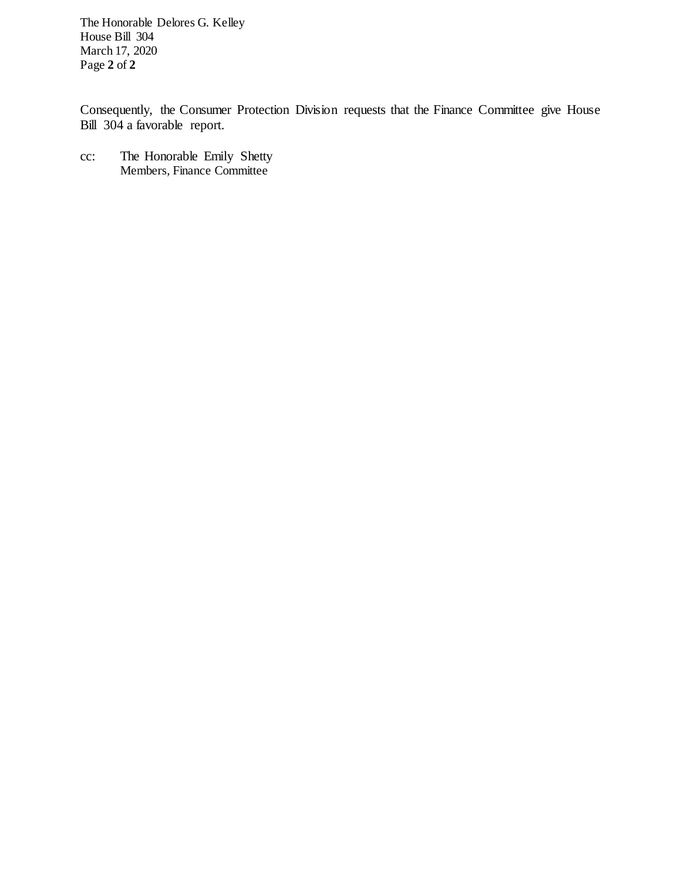Consequently, the Consumer Protection Division requests that the Finance Committee give House Bill 304 a favorable report.

cc: The Honorable Emily Shetty
Members, Finance Committee